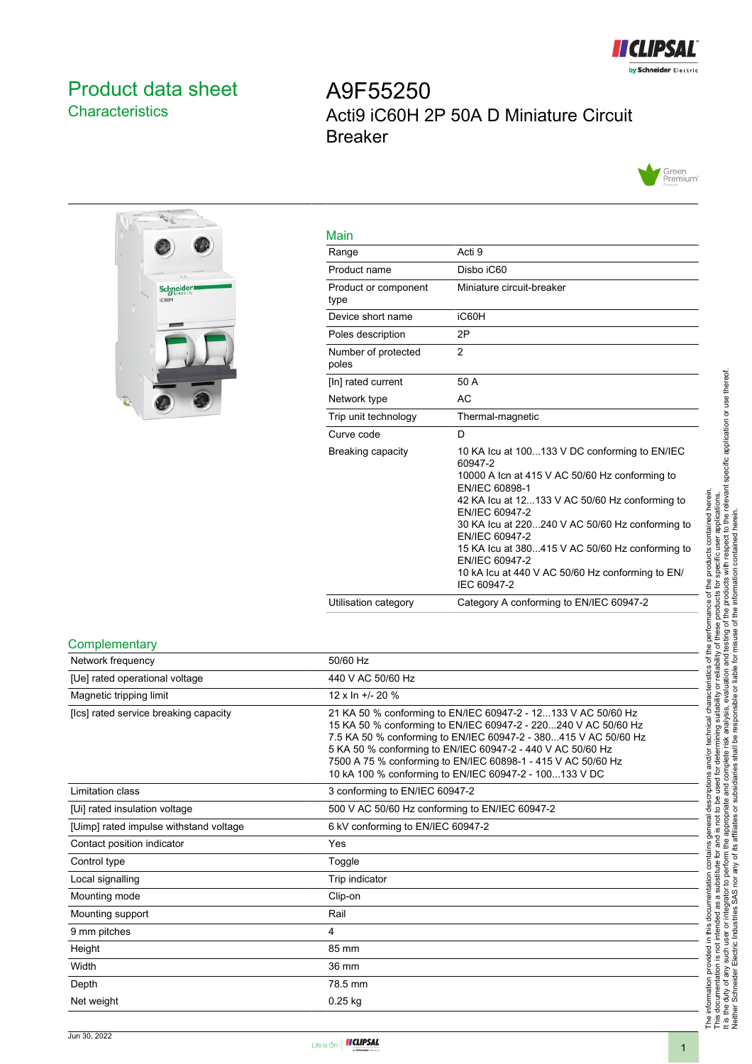# Product data sheet
## Characteristics

# A9F55250
Acti9 iC60H 2P 50A D Miniature Circuit Breaker

## Main

| | |
|---|---|
| Range | Acti 9 |
| Product name | Disbo iC60 |
| Product or component type | Miniature circuit-breaker |
| Device short name | iC60H |
| Poles description | 2P |
| Number of protected poles | 2 |
| [In] rated current | 50 A |
| Network type | AC |
| Trip unit technology | Thermal-magnetic |
| Curve code | D |
| Breaking capacity | 10 KA Icu at 100...133 V DC conforming to EN/IEC 60947-2<br>10000 A Icn at 415 V AC 50/60 Hz conforming to EN/IEC 60898-1<br>42 KA Icu at 12...133 V AC 50/60 Hz conforming to EN/IEC 60947-2<br>30 KA Icu at 220...240 V AC 50/60 Hz conforming to EN/IEC 60947-2<br>15 KA Icu at 380...415 V AC 50/60 Hz conforming to EN/IEC 60947-2<br>10 kA Icu at 440 V AC 50/60 Hz conforming to EN/IEC 60947-2 |
| Utilisation category | Category A conforming to EN/IEC 60947-2 |

## Complementary

| | |
|---|---|
| Network frequency | 50/60 Hz |
| [Ue] rated operational voltage | 440 V AC 50/60 Hz |
| Magnetic tripping limit | 12 x In +/- 20 % |
| [Ics] rated service breaking capacity | 21 KA 50 % conforming to EN/IEC 60947-2 - 12...133 V AC 50/60 Hz<br>15 KA 50 % conforming to EN/IEC 60947-2 - 220...240 V AC 50/60 Hz<br>7.5 KA 50 % conforming to EN/IEC 60947-2 - 380...415 V AC 50/60 Hz<br>5 KA 50 % conforming to EN/IEC 60947-2 - 440 V AC 50/60 Hz<br>7500 A 75 % conforming to EN/IEC 60898-1 - 415 V AC 50/60 Hz<br>10 kA 100 % conforming to EN/IEC 60947-2 - 100...133 V DC |
| Limitation class | 3 conforming to EN/IEC 60947-2 |
| [Ui] rated insulation voltage | 500 V AC 50/60 Hz conforming to EN/IEC 60947-2 |
| [Uimp] rated impulse withstand voltage | 6 kV conforming to EN/IEC 60947-2 |
| Contact position indicator | Yes |
| Control type | Toggle |
| Local signalling | Trip indicator |
| Mounting mode | Clip-on |
| Mounting support | Rail |
| 9 mm pitches | 4 |
| Height | 85 mm |
| Width | 36 mm |
| Depth | 78.5 mm |
| Net weight | 0.25 kg |

The information provided in this documentation contains general descriptions and/or technical characteristics of the performance of the products contained herein. This documentation is not intended as a substitute for and is not to be used for determining suitability or reliability of these products for specific user applications. It is the duty of any such user or integrator to perform the appropriate and complete risk analysis, evaluation and testing of the products with respect to the relevant specific application or use thereof. Neither Schneider Electric Industries SAS nor any of its affiliates or subsidiaries shall be responsible or liable for misuse of the information contained herein.

Jun 30, 2022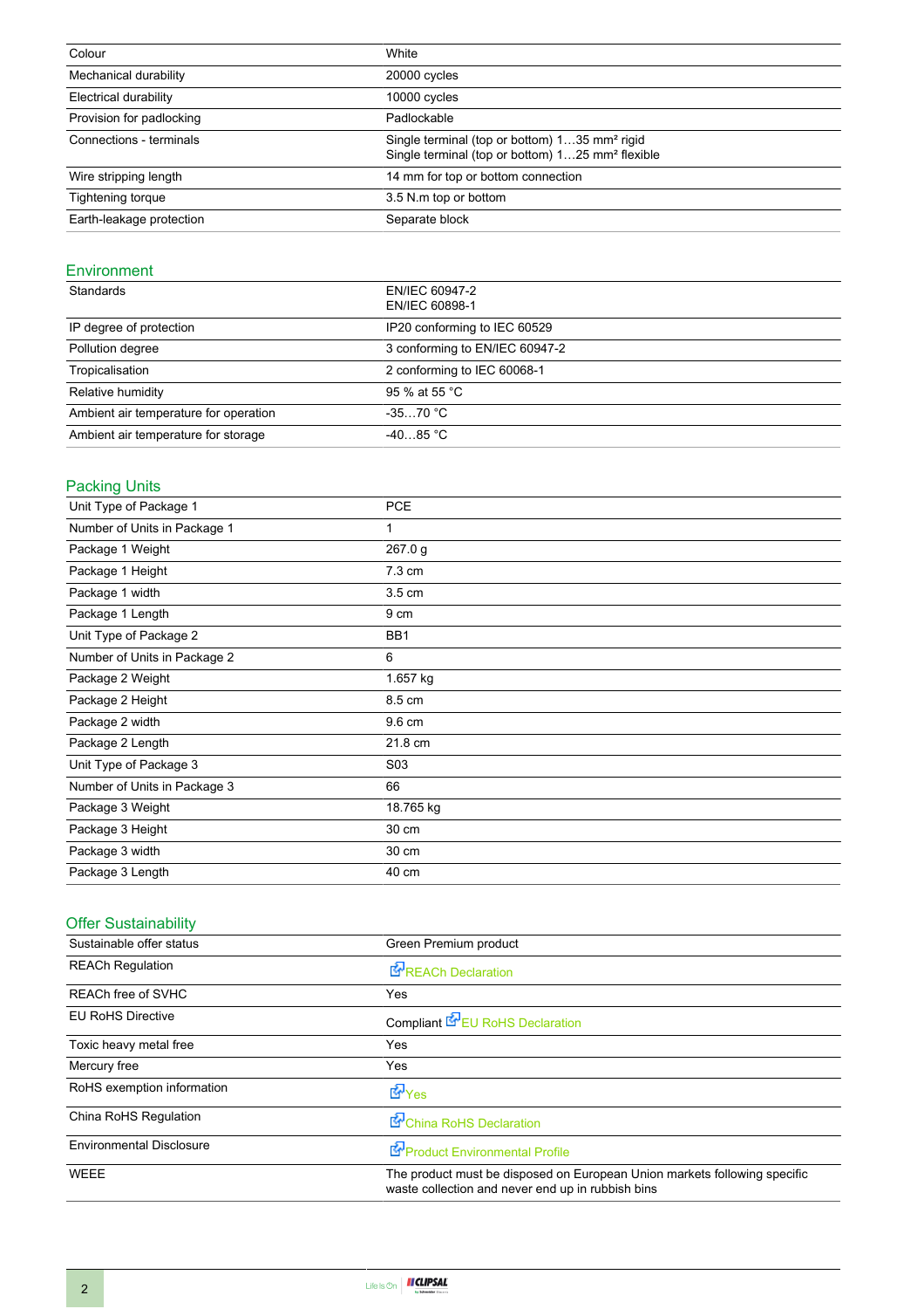| | |
|---|---|
| Colour | White |
| Mechanical durability | 20000 cycles |
| Electrical durability | 10000 cycles |
| Provision for padlocking | Padlockable |
| Connections - terminals | Single terminal (top or bottom) 1…35 mm² rigid<br>Single terminal (top or bottom) 1…25 mm² flexible |
| Wire stripping length | 14 mm for top or bottom connection |
| Tightening torque | 3.5 N.m top or bottom |
| Earth-leakage protection | Separate block |

## Environment

| | |
|---|---|
| Standards | EN/IEC 60947-2<br>EN/IEC 60898-1 |
| IP degree of protection | IP20 conforming to IEC 60529 |
| Pollution degree | 3 conforming to EN/IEC 60947-2 |
| Tropicalisation | 2 conforming to IEC 60068-1 |
| Relative humidity | 95 % at 55 °C |
| Ambient air temperature for operation | -35…70 °C |
| Ambient air temperature for storage | -40…85 °C |

## Packing Units

| | |
|---|---|
| Unit Type of Package 1 | PCE |
| Number of Units in Package 1 | 1 |
| Package 1 Weight | 267.0 g |
| Package 1 Height | 7.3 cm |
| Package 1 width | 3.5 cm |
| Package 1 Length | 9 cm |
| Unit Type of Package 2 | BB1 |
| Number of Units in Package 2 | 6 |
| Package 2 Weight | 1.657 kg |
| Package 2 Height | 8.5 cm |
| Package 2 width | 9.6 cm |
| Package 2 Length | 21.8 cm |
| Unit Type of Package 3 | S03 |
| Number of Units in Package 3 | 66 |
| Package 3 Weight | 18.765 kg |
| Package 3 Height | 30 cm |
| Package 3 width | 30 cm |
| Package 3 Length | 40 cm |

## Offer Sustainability

| | |
|---|---|
| Sustainable offer status | Green Premium product |
| REACh Regulation | REACh Declaration |
| REACh free of SVHC | Yes |
| EU RoHS Directive | Compliant EU RoHS Declaration |
| Toxic heavy metal free | Yes |
| Mercury free | Yes |
| RoHS exemption information | Yes |
| China RoHS Regulation | China RoHS Declaration |
| Environmental Disclosure | Product Environmental Profile |
| WEEE | The product must be disposed on European Union markets following specific waste collection and never end up in rubbish bins |